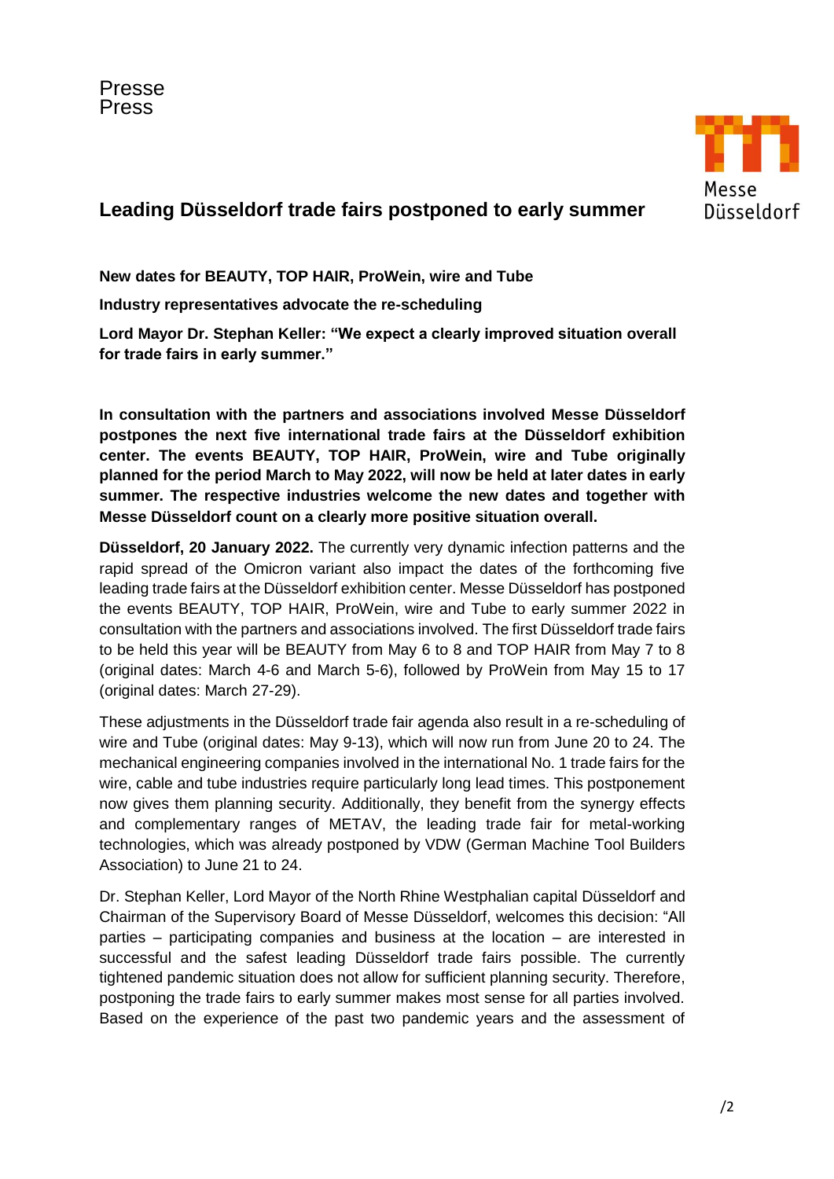Presse
Press

# Leading Düsseldorf trade fairs postponed to early summer

**New dates for BEAUTY, TOP HAIR, ProWein, wire and Tube**

**Industry representatives advocate the re-scheduling**

**Lord Mayor Dr. Stephan Keller: "We expect a clearly improved situation overall for trade fairs in early summer."**

**In consultation with the partners and associations involved Messe Düsseldorf postpones the next five international trade fairs at the Düsseldorf exhibition center. The events BEAUTY, TOP HAIR, ProWein, wire and Tube originally planned for the period March to May 2022, will now be held at later dates in early summer. The respective industries welcome the new dates and together with Messe Düsseldorf count on a clearly more positive situation overall.**

**Düsseldorf, 20 January 2022.** The currently very dynamic infection patterns and the rapid spread of the Omicron variant also impact the dates of the forthcoming five leading trade fairs at the Düsseldorf exhibition center. Messe Düsseldorf has postponed the events BEAUTY, TOP HAIR, ProWein, wire and Tube to early summer 2022 in consultation with the partners and associations involved. The first Düsseldorf trade fairs to be held this year will be BEAUTY from May 6 to 8 and TOP HAIR from May 7 to 8 (original dates: March 4-6 and March 5-6), followed by ProWein from May 15 to 17 (original dates: March 27-29).

These adjustments in the Düsseldorf trade fair agenda also result in a re-scheduling of wire and Tube (original dates: May 9-13), which will now run from June 20 to 24. The mechanical engineering companies involved in the international No. 1 trade fairs for the wire, cable and tube industries require particularly long lead times. This postponement now gives them planning security. Additionally, they benefit from the synergy effects and complementary ranges of METAV, the leading trade fair for metal-working technologies, which was already postponed by VDW (German Machine Tool Builders Association) to June 21 to 24.

Dr. Stephan Keller, Lord Mayor of the North Rhine Westphalian capital Düsseldorf and Chairman of the Supervisory Board of Messe Düsseldorf, welcomes this decision: "All parties – participating companies and business at the location – are interested in successful and the safest leading Düsseldorf trade fairs possible. The currently tightened pandemic situation does not allow for sufficient planning security. Therefore, postponing the trade fairs to early summer makes most sense for all parties involved. Based on the experience of the past two pandemic years and the assessment of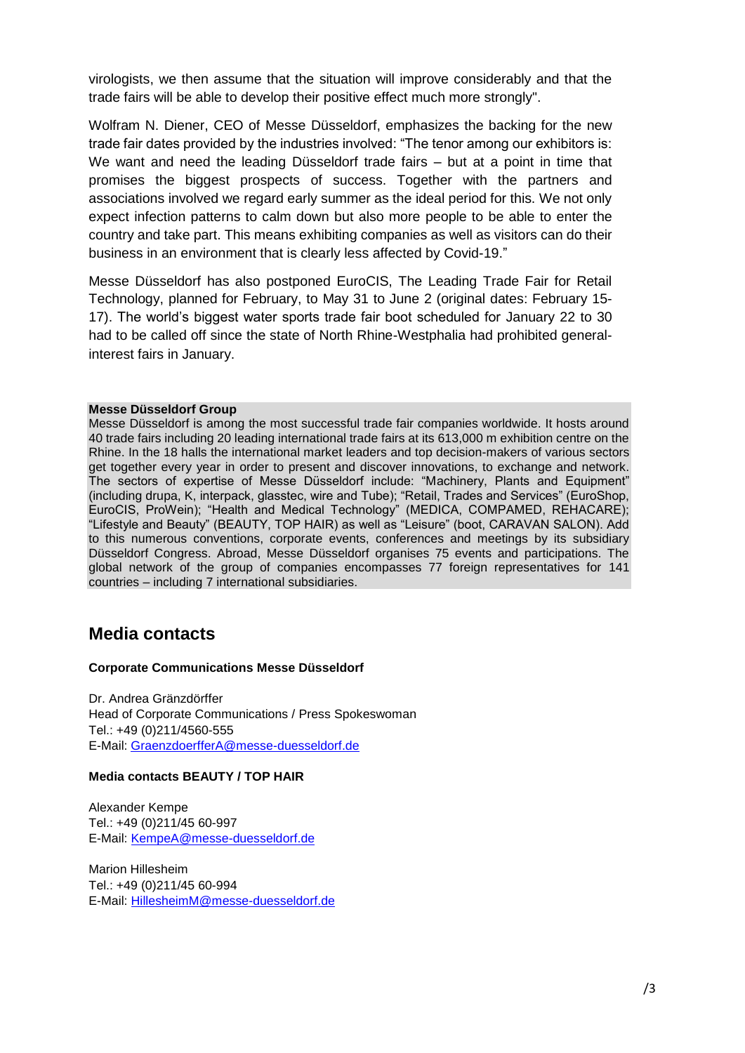virologists, we then assume that the situation will improve considerably and that the trade fairs will be able to develop their positive effect much more strongly".

Wolfram N. Diener, CEO of Messe Düsseldorf, emphasizes the backing for the new trade fair dates provided by the industries involved: "The tenor among our exhibitors is: We want and need the leading Düsseldorf trade fairs – but at a point in time that promises the biggest prospects of success. Together with the partners and associations involved we regard early summer as the ideal period for this. We not only expect infection patterns to calm down but also more people to be able to enter the country and take part. This means exhibiting companies as well as visitors can do their business in an environment that is clearly less affected by Covid-19."

Messe Düsseldorf has also postponed EuroCIS, The Leading Trade Fair for Retail Technology, planned for February, to May 31 to June 2 (original dates: February 15-17). The world's biggest water sports trade fair boot scheduled for January 22 to 30 had to be called off since the state of North Rhine-Westphalia had prohibited general-interest fairs in January.

**Messe Düsseldorf Group**
Messe Düsseldorf is among the most successful trade fair companies worldwide. It hosts around 40 trade fairs including 20 leading international trade fairs at its 613,000 m exhibition centre on the Rhine. In the 18 halls the international market leaders and top decision-makers of various sectors get together every year in order to present and discover innovations, to exchange and network. The sectors of expertise of Messe Düsseldorf include: "Machinery, Plants and Equipment" (including drupa, K, interpack, glasstec, wire and Tube); "Retail, Trades and Services" (EuroShop, EuroCIS, ProWein); "Health and Medical Technology" (MEDICA, COMPAMED, REHACARE); "Lifestyle and Beauty" (BEAUTY, TOP HAIR) as well as "Leisure" (boot, CARAVAN SALON). Add to this numerous conventions, corporate events, conferences and meetings by its subsidiary Düsseldorf Congress. Abroad, Messe Düsseldorf organises 75 events and participations. The global network of the group of companies encompasses 77 foreign representatives for 141 countries – including 7 international subsidiaries.

## Media contacts

**Corporate Communications Messe Düsseldorf**

Dr. Andrea Gränzdörffer
Head of Corporate Communications / Press Spokeswoman
Tel.: +49 (0)211/4560-555
E-Mail: GraenzdoerfferA@messe-duesseldorf.de

**Media contacts BEAUTY / TOP HAIR**

Alexander Kempe
Tel.: +49 (0)211/45 60-997
E-Mail: KempeA@messe-duesseldorf.de

Marion Hillesheim
Tel.: +49 (0)211/45 60-994
E-Mail: HillesheimM@messe-duesseldorf.de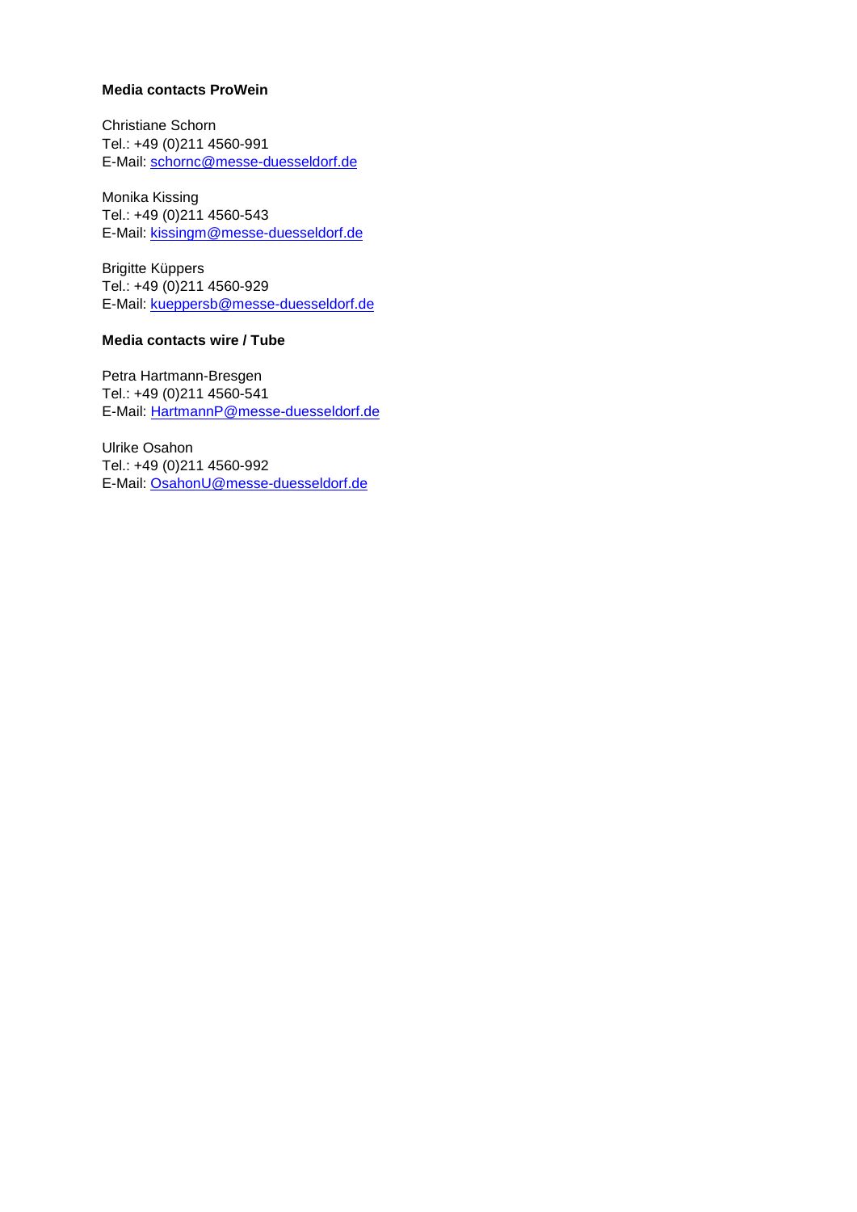**Media contacts ProWein**

Christiane Schorn
Tel.: +49 (0)211 4560-991
E-Mail: schornc@messe-duesseldorf.de

Monika Kissing
Tel.: +49 (0)211 4560-543
E-Mail: kissingm@messe-duesseldorf.de

Brigitte Küppers
Tel.: +49 (0)211 4560-929
E-Mail: kueppersb@messe-duesseldorf.de

**Media contacts wire / Tube**

Petra Hartmann-Bresgen
Tel.: +49 (0)211 4560-541
E-Mail: HartmannP@messe-duesseldorf.de

Ulrike Osahon
Tel.: +49 (0)211 4560-992
E-Mail: OsahonU@messe-duesseldorf.de